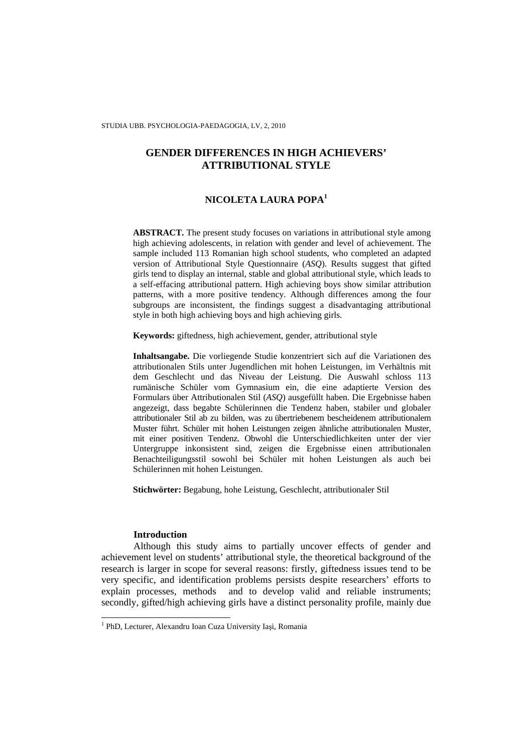# GENDER DIFFERENCES IN HIGH ACHIEVERS' ATTRIBUTIONAL STYLE

**NICOLETA LAURA POPA**[1]

**ABSTRACT.** The present study focuses on variations in attributional style among high achieving adolescents, in relation with gender and level of achievement. The sample included 113 Romanian high school students, who completed an adapted version of Attributional Style Questionnaire (*ASQ*). Results suggest that gifted girls tend to display an internal, stable and global attributional style, which leads to a self-effacing attributional pattern. High achieving boys show similar attribution patterns, with a more positive tendency. Although differences among the four subgroups are inconsistent, the findings suggest a disadvantaging attributional style in both high achieving boys and high achieving girls.

**Keywords:** giftedness, high achievement, gender, attributional style

**Inhaltsangabe.** Die vorliegende Studie konzentriert sich auf die Variationen des attributionalen Stils unter Jugendlichen mit hohen Leistungen, im Verhältnis mit dem Geschlecht und das Niveau der Leistung. Die Auswahl schloss 113 rumänische Schüler vom Gymnasium ein, die eine adaptierte Version des Formulars über Attributionalen Stil (*ASQ*) ausgefüllt haben. Die Ergebnisse haben angezeigt, dass begabte Schülerinnen die Tendenz haben, stabiler und globaler attributionaler Stil ab zu bilden, was zu übertriebenem bescheidenem attributionalem Muster führt. Schüler mit hohen Leistungen zeigen ähnliche attributionalen Muster, mit einer positiven Tendenz. Obwohl die Unterschiedlichkeiten unter der vier Untergruppe inkonsistent sind, zeigen die Ergebnisse einen attributionalen Benachteiligungsstil sowohl bei Schüler mit hohen Leistungen als auch bei Schülerinnen mit hohen Leistungen.

**Stichwörter:** Begabung, hohe Leistung, Geschlecht, attributionaler Stil

## Introduction

Although this study aims to partially uncover effects of gender and achievement level on students' attributional style, the theoretical background of the research is larger in scope for several reasons: firstly, giftedness issues tend to be very specific, and identification problems persists despite researchers' efforts to explain processes, methods and to develop valid and reliable instruments; secondly, gifted/high achieving girls have a distinct personality profile, mainly due

[1] PhD, Lecturer, Alexandru Ioan Cuza University Iaşi, Romania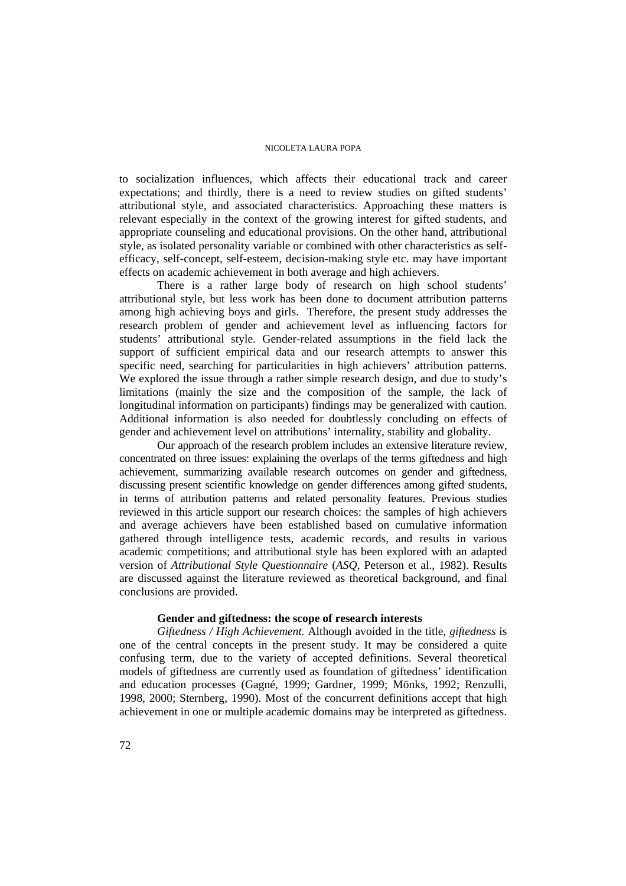to socialization influences, which affects their educational track and career expectations; and thirdly, there is a need to review studies on gifted students' attributional style, and associated characteristics. Approaching these matters is relevant especially in the context of the growing interest for gifted students, and appropriate counseling and educational provisions. On the other hand, attributional style, as isolated personality variable or combined with other characteristics as self-efficacy, self-concept, self-esteem, decision-making style etc. may have important effects on academic achievement in both average and high achievers.

There is a rather large body of research on high school students' attributional style, but less work has been done to document attribution patterns among high achieving boys and girls. Therefore, the present study addresses the research problem of gender and achievement level as influencing factors for students' attributional style. Gender-related assumptions in the field lack the support of sufficient empirical data and our research attempts to answer this specific need, searching for particularities in high achievers' attribution patterns. We explored the issue through a rather simple research design, and due to study's limitations (mainly the size and the composition of the sample, the lack of longitudinal information on participants) findings may be generalized with caution. Additional information is also needed for doubtlessly concluding on effects of gender and achievement level on attributions' internality, stability and globality.

Our approach of the research problem includes an extensive literature review, concentrated on three issues: explaining the overlaps of the terms giftedness and high achievement, summarizing available research outcomes on gender and giftedness, discussing present scientific knowledge on gender differences among gifted students, in terms of attribution patterns and related personality features. Previous studies reviewed in this article support our research choices: the samples of high achievers and average achievers have been established based on cumulative information gathered through intelligence tests, academic records, and results in various academic competitions; and attributional style has been explored with an adapted version of *Attributional Style Questionnaire* (*ASQ*, Peterson et al., 1982). Results are discussed against the literature reviewed as theoretical background, and final conclusions are provided.

## Gender and giftedness: the scope of research interests

*Giftedness / High Achievement.* Although avoided in the title, *giftedness* is one of the central concepts in the present study. It may be considered a quite confusing term, due to the variety of accepted definitions. Several theoretical models of giftedness are currently used as foundation of giftedness' identification and education processes (Gagné, 1999; Gardner, 1999; Mönks, 1992; Renzulli, 1998, 2000; Sternberg, 1990). Most of the concurrent definitions accept that high achievement in one or multiple academic domains may be interpreted as giftedness.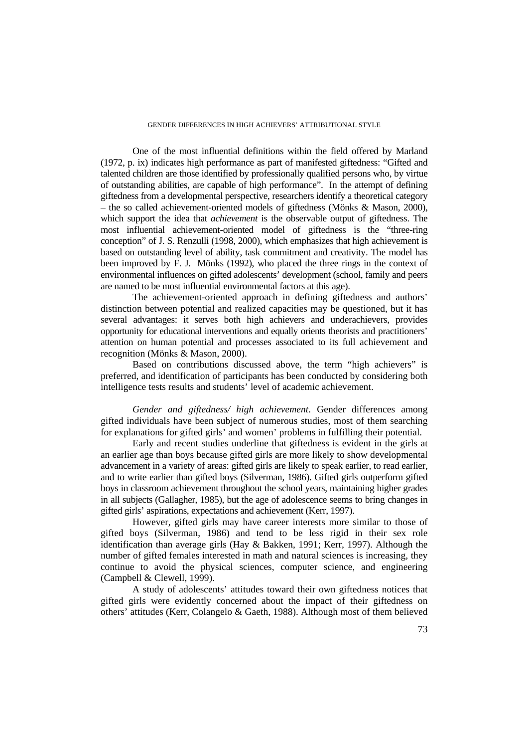One of the most influential definitions within the field offered by Marland (1972, p. ix) indicates high performance as part of manifested giftedness: "Gifted and talented children are those identified by professionally qualified persons who, by virtue of outstanding abilities, are capable of high performance". In the attempt of defining giftedness from a developmental perspective, researchers identify a theoretical category – the so called achievement-oriented models of giftedness (Mönks & Mason, 2000), which support the idea that *achievement* is the observable output of giftedness. The most influential achievement-oriented model of giftedness is the "three-ring conception" of J. S. Renzulli (1998, 2000), which emphasizes that high achievement is based on outstanding level of ability, task commitment and creativity. The model has been improved by F. J. Mönks (1992), who placed the three rings in the context of environmental influences on gifted adolescents' development (school, family and peers are named to be most influential environmental factors at this age).

The achievement-oriented approach in defining giftedness and authors' distinction between potential and realized capacities may be questioned, but it has several advantages: it serves both high achievers and underachievers, provides opportunity for educational interventions and equally orients theorists and practitioners' attention on human potential and processes associated to its full achievement and recognition (Mönks & Mason, 2000).

Based on contributions discussed above, the term "high achievers" is preferred, and identification of participants has been conducted by considering both intelligence tests results and students' level of academic achievement.

*Gender and giftedness/ high achievement*. Gender differences among gifted individuals have been subject of numerous studies, most of them searching for explanations for gifted girls' and women' problems in fulfilling their potential.

Early and recent studies underline that giftedness is evident in the girls at an earlier age than boys because gifted girls are more likely to show developmental advancement in a variety of areas: gifted girls are likely to speak earlier, to read earlier, and to write earlier than gifted boys (Silverman, 1986). Gifted girls outperform gifted boys in classroom achievement throughout the school years, maintaining higher grades in all subjects (Gallagher, 1985), but the age of adolescence seems to bring changes in gifted girls' aspirations, expectations and achievement (Kerr, 1997).

However, gifted girls may have career interests more similar to those of gifted boys (Silverman, 1986) and tend to be less rigid in their sex role identification than average girls (Hay & Bakken, 1991; Kerr, 1997). Although the number of gifted females interested in math and natural sciences is increasing, they continue to avoid the physical sciences, computer science, and engineering (Campbell & Clewell, 1999).

A study of adolescents' attitudes toward their own giftedness notices that gifted girls were evidently concerned about the impact of their giftedness on others' attitudes (Kerr, Colangelo & Gaeth, 1988). Although most of them believed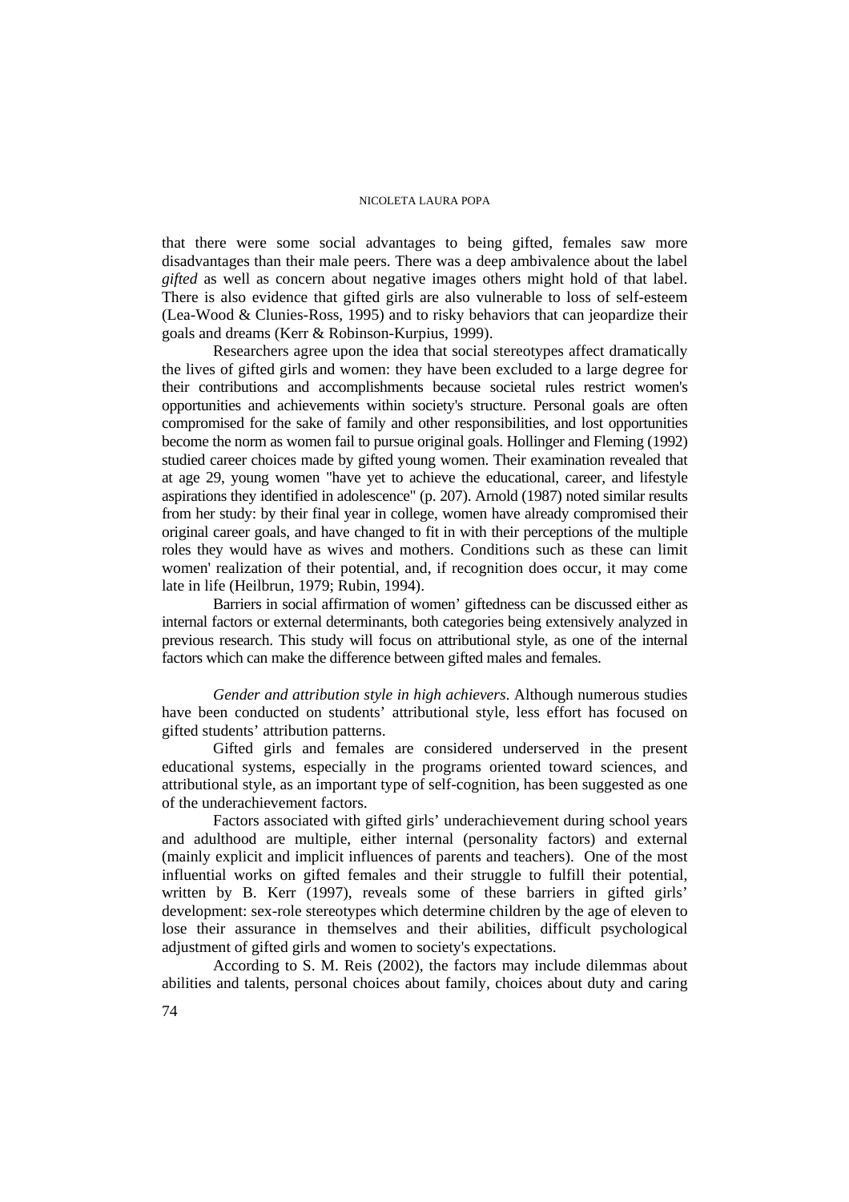that there were some social advantages to being gifted, females saw more disadvantages than their male peers. There was a deep ambivalence about the label *gifted* as well as concern about negative images others might hold of that label. There is also evidence that gifted girls are also vulnerable to loss of self-esteem (Lea-Wood & Clunies-Ross, 1995) and to risky behaviors that can jeopardize their goals and dreams (Kerr & Robinson-Kurpius, 1999).

Researchers agree upon the idea that social stereotypes affect dramatically the lives of gifted girls and women: they have been excluded to a large degree for their contributions and accomplishments because societal rules restrict women's opportunities and achievements within society's structure. Personal goals are often compromised for the sake of family and other responsibilities, and lost opportunities become the norm as women fail to pursue original goals. Hollinger and Fleming (1992) studied career choices made by gifted young women. Their examination revealed that at age 29, young women "have yet to achieve the educational, career, and lifestyle aspirations they identified in adolescence" (p. 207). Arnold (1987) noted similar results from her study: by their final year in college, women have already compromised their original career goals, and have changed to fit in with their perceptions of the multiple roles they would have as wives and mothers. Conditions such as these can limit women' realization of their potential, and, if recognition does occur, it may come late in life (Heilbrun, 1979; Rubin, 1994).

Barriers in social affirmation of women' giftedness can be discussed either as internal factors or external determinants, both categories being extensively analyzed in previous research. This study will focus on attributional style, as one of the internal factors which can make the difference between gifted males and females.

*Gender and attribution style in high achievers*. Although numerous studies have been conducted on students' attributional style, less effort has focused on gifted students' attribution patterns.

Gifted girls and females are considered underserved in the present educational systems, especially in the programs oriented toward sciences, and attributional style, as an important type of self-cognition, has been suggested as one of the underachievement factors.

Factors associated with gifted girls' underachievement during school years and adulthood are multiple, either internal (personality factors) and external (mainly explicit and implicit influences of parents and teachers). One of the most influential works on gifted females and their struggle to fulfill their potential, written by B. Kerr (1997), reveals some of these barriers in gifted girls' development: sex-role stereotypes which determine children by the age of eleven to lose their assurance in themselves and their abilities, difficult psychological adjustment of gifted girls and women to society's expectations.

According to S. M. Reis (2002), the factors may include dilemmas about abilities and talents, personal choices about family, choices about duty and caring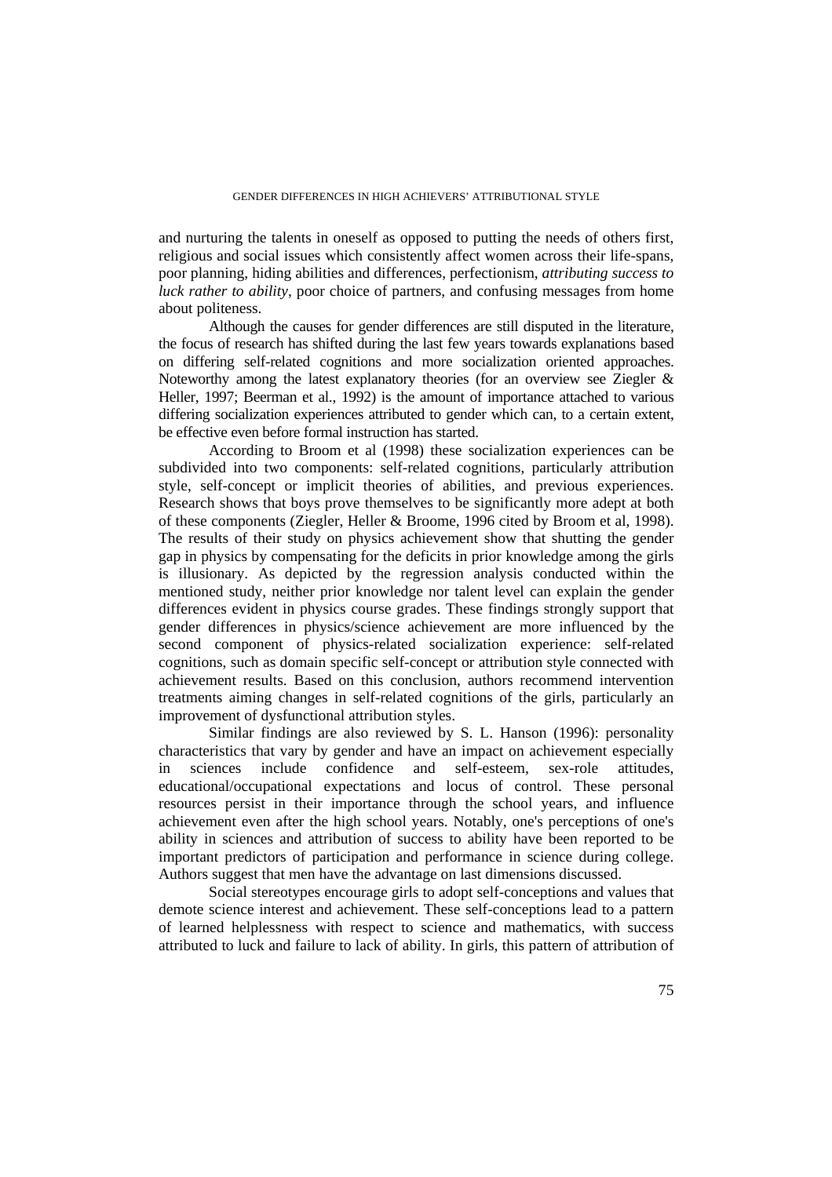and nurturing the talents in oneself as opposed to putting the needs of others first, religious and social issues which consistently affect women across their life-spans, poor planning, hiding abilities and differences, perfectionism, *attributing success to luck rather to ability*, poor choice of partners, and confusing messages from home about politeness.

Although the causes for gender differences are still disputed in the literature, the focus of research has shifted during the last few years towards explanations based on differing self-related cognitions and more socialization oriented approaches. Noteworthy among the latest explanatory theories (for an overview see Ziegler & Heller, 1997; Beerman et al., 1992) is the amount of importance attached to various differing socialization experiences attributed to gender which can, to a certain extent, be effective even before formal instruction has started.

According to Broom et al (1998) these socialization experiences can be subdivided into two components: self-related cognitions, particularly attribution style, self-concept or implicit theories of abilities, and previous experiences. Research shows that boys prove themselves to be significantly more adept at both of these components (Ziegler, Heller & Broome, 1996 cited by Broom et al, 1998). The results of their study on physics achievement show that shutting the gender gap in physics by compensating for the deficits in prior knowledge among the girls is illusionary. As depicted by the regression analysis conducted within the mentioned study, neither prior knowledge nor talent level can explain the gender differences evident in physics course grades. These findings strongly support that gender differences in physics/science achievement are more influenced by the second component of physics-related socialization experience: self-related cognitions, such as domain specific self-concept or attribution style connected with achievement results. Based on this conclusion, authors recommend intervention treatments aiming changes in self-related cognitions of the girls, particularly an improvement of dysfunctional attribution styles.

Similar findings are also reviewed by S. L. Hanson (1996): personality characteristics that vary by gender and have an impact on achievement especially in sciences include confidence and self-esteem, sex-role attitudes, educational/occupational expectations and locus of control. These personal resources persist in their importance through the school years, and influence achievement even after the high school years. Notably, one's perceptions of one's ability in sciences and attribution of success to ability have been reported to be important predictors of participation and performance in science during college. Authors suggest that men have the advantage on last dimensions discussed.

Social stereotypes encourage girls to adopt self-conceptions and values that demote science interest and achievement. These self-conceptions lead to a pattern of learned helplessness with respect to science and mathematics, with success attributed to luck and failure to lack of ability. In girls, this pattern of attribution of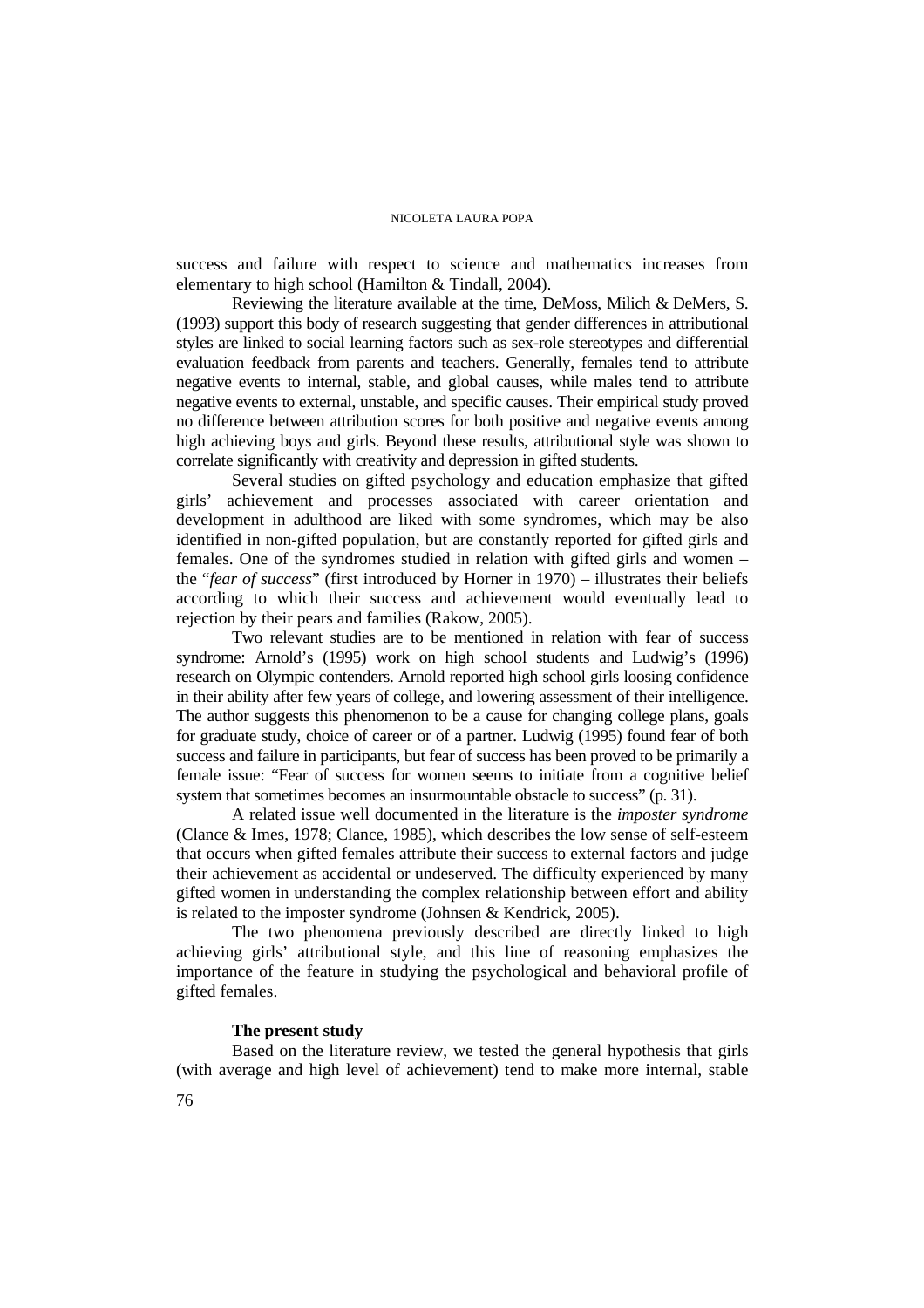success and failure with respect to science and mathematics increases from elementary to high school (Hamilton & Tindall, 2004).

Reviewing the literature available at the time, DeMoss, Milich & DeMers, S. (1993) support this body of research suggesting that gender differences in attributional styles are linked to social learning factors such as sex-role stereotypes and differential evaluation feedback from parents and teachers. Generally, females tend to attribute negative events to internal, stable, and global causes, while males tend to attribute negative events to external, unstable, and specific causes. Their empirical study proved no difference between attribution scores for both positive and negative events among high achieving boys and girls. Beyond these results, attributional style was shown to correlate significantly with creativity and depression in gifted students.

Several studies on gifted psychology and education emphasize that gifted girls' achievement and processes associated with career orientation and development in adulthood are liked with some syndromes, which may be also identified in non-gifted population, but are constantly reported for gifted girls and females. One of the syndromes studied in relation with gifted girls and women – the "*fear of success*" (first introduced by Horner in 1970) – illustrates their beliefs according to which their success and achievement would eventually lead to rejection by their pears and families (Rakow, 2005).

Two relevant studies are to be mentioned in relation with fear of success syndrome: Arnold's (1995) work on high school students and Ludwig's (1996) research on Olympic contenders. Arnold reported high school girls loosing confidence in their ability after few years of college, and lowering assessment of their intelligence. The author suggests this phenomenon to be a cause for changing college plans, goals for graduate study, choice of career or of a partner. Ludwig (1995) found fear of both success and failure in participants, but fear of success has been proved to be primarily a female issue: "Fear of success for women seems to initiate from a cognitive belief system that sometimes becomes an insurmountable obstacle to success" (p. 31).

A related issue well documented in the literature is the *imposter syndrome* (Clance & Imes, 1978; Clance, 1985), which describes the low sense of self-esteem that occurs when gifted females attribute their success to external factors and judge their achievement as accidental or undeserved. The difficulty experienced by many gifted women in understanding the complex relationship between effort and ability is related to the imposter syndrome (Johnsen & Kendrick, 2005).

The two phenomena previously described are directly linked to high achieving girls' attributional style, and this line of reasoning emphasizes the importance of the feature in studying the psychological and behavioral profile of gifted females.

### The present study

Based on the literature review, we tested the general hypothesis that girls (with average and high level of achievement) tend to make more internal, stable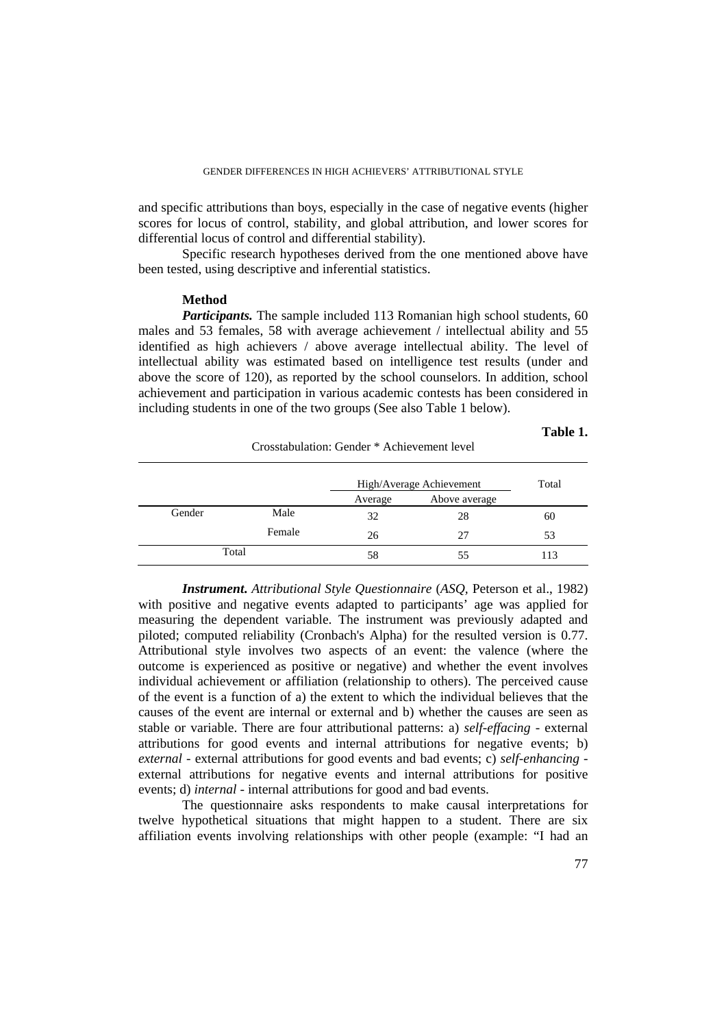and specific attributions than boys, especially in the case of negative events (higher scores for locus of control, stability, and global attribution, and lower scores for differential locus of control and differential stability).

Specific research hypotheses derived from the one mentioned above have been tested, using descriptive and inferential statistics.

### Method

***Participants.*** The sample included 113 Romanian high school students, 60 males and 53 females, 58 with average achievement / intellectual ability and 55 identified as high achievers / above average intellectual ability. The level of intellectual ability was estimated based on intelligence test results (under and above the score of 120), as reported by the school counselors. In addition, school achievement and participation in various academic contests has been considered in including students in one of the two groups (See also Table 1 below).

**Table 1.**

Crosstabulation: Gender * Achievement level

| | | High/Average Achievement | | Total |
|---|---|---|---|---|
| | | Average | Above average | |
| Gender | Male | 32 | 28 | 60 |
| | Female | 26 | 27 | 53 |
| Total | | 58 | 55 | 113 |

***Instrument.*** *Attributional Style Questionnaire* (*ASQ*, Peterson et al., 1982) with positive and negative events adapted to participants' age was applied for measuring the dependent variable. The instrument was previously adapted and piloted; computed reliability (Cronbach's Alpha) for the resulted version is 0.77. Attributional style involves two aspects of an event: the valence (where the outcome is experienced as positive or negative) and whether the event involves individual achievement or affiliation (relationship to others). The perceived cause of the event is a function of a) the extent to which the individual believes that the causes of the event are internal or external and b) whether the causes are seen as stable or variable. There are four attributional patterns: a) *self-effacing* - external attributions for good events and internal attributions for negative events; b) *external* - external attributions for good events and bad events; c) *self-enhancing* - external attributions for negative events and internal attributions for positive events; d) *internal* - internal attributions for good and bad events.

The questionnaire asks respondents to make causal interpretations for twelve hypothetical situations that might happen to a student. There are six affiliation events involving relationships with other people (example: "I had an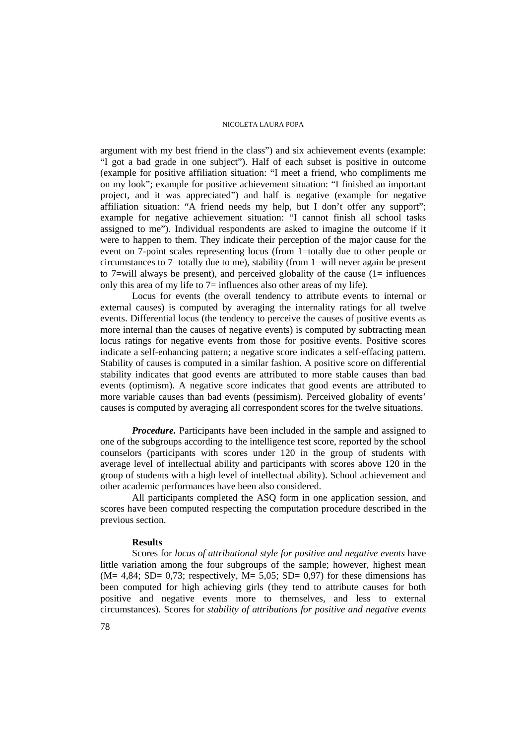argument with my best friend in the class") and six achievement events (example: "I got a bad grade in one subject"). Half of each subset is positive in outcome (example for positive affiliation situation: "I meet a friend, who compliments me on my look"; example for positive achievement situation: "I finished an important project, and it was appreciated") and half is negative (example for negative affiliation situation: "A friend needs my help, but I don't offer any support"; example for negative achievement situation: "I cannot finish all school tasks assigned to me"). Individual respondents are asked to imagine the outcome if it were to happen to them. They indicate their perception of the major cause for the event on 7-point scales representing locus (from 1=totally due to other people or circumstances to 7=totally due to me), stability (from 1=will never again be present to 7=will always be present), and perceived globality of the cause (1= influences only this area of my life to 7= influences also other areas of my life).

Locus for events (the overall tendency to attribute events to internal or external causes) is computed by averaging the internality ratings for all twelve events. Differential locus (the tendency to perceive the causes of positive events as more internal than the causes of negative events) is computed by subtracting mean locus ratings for negative events from those for positive events. Positive scores indicate a self-enhancing pattern; a negative score indicates a self-effacing pattern. Stability of causes is computed in a similar fashion. A positive score on differential stability indicates that good events are attributed to more stable causes than bad events (optimism). A negative score indicates that good events are attributed to more variable causes than bad events (pessimism). Perceived globality of events' causes is computed by averaging all correspondent scores for the twelve situations.

***Procedure.*** Participants have been included in the sample and assigned to one of the subgroups according to the intelligence test score, reported by the school counselors (participants with scores under 120 in the group of students with average level of intellectual ability and participants with scores above 120 in the group of students with a high level of intellectual ability). School achievement and other academic performances have been also considered.

All participants completed the ASQ form in one application session, and scores have been computed respecting the computation procedure described in the previous section.

**Results**

Scores for *locus of attributional style for positive and negative events* have little variation among the four subgroups of the sample; however, highest mean (M= 4,84; SD= 0,73; respectively, M= 5,05; SD= 0,97) for these dimensions has been computed for high achieving girls (they tend to attribute causes for both positive and negative events more to themselves, and less to external circumstances). Scores for *stability of attributions for positive and negative events*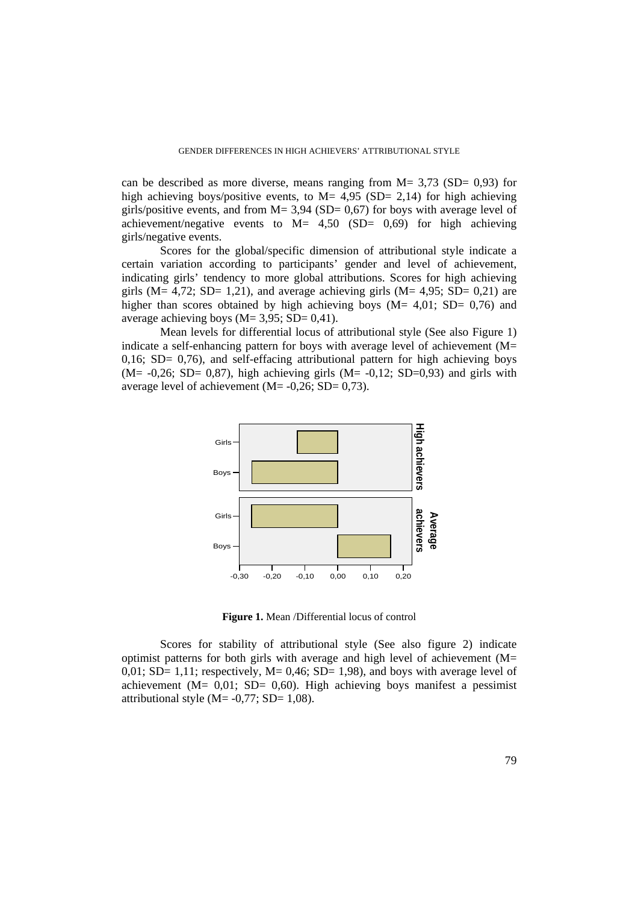can be described as more diverse, means ranging from M= 3,73 (SD= 0,93) for high achieving boys/positive events, to M= 4,95 (SD= 2,14) for high achieving girls/positive events, and from M= 3,94 (SD= 0,67) for boys with average level of achievement/negative events to M= 4,50 (SD= 0,69) for high achieving girls/negative events.

Scores for the global/specific dimension of attributional style indicate a certain variation according to participants' gender and level of achievement, indicating girls' tendency to more global attributions. Scores for high achieving girls (M= 4,72; SD= 1,21), and average achieving girls (M= 4,95; SD= 0,21) are higher than scores obtained by high achieving boys (M= 4,01; SD= 0,76) and average achieving boys (M= 3,95; SD= 0,41).

Mean levels for differential locus of attributional style (See also Figure 1) indicate a self-enhancing pattern for boys with average level of achievement (M= 0,16; SD= 0,76), and self-effacing attributional pattern for high achieving boys (M= -0,26; SD= 0,87), high achieving girls (M= -0,12; SD=0,93) and girls with average level of achievement (M= -0,26; SD= 0,73).

**Figure 1.** Mean /Differential locus of control

Scores for stability of attributional style (See also figure 2) indicate optimist patterns for both girls with average and high level of achievement (M= 0,01; SD= 1,11; respectively, M= 0,46; SD= 1,98), and boys with average level of achievement (M= 0,01; SD= 0,60). High achieving boys manifest a pessimist attributional style (M= -0,77; SD= 1,08).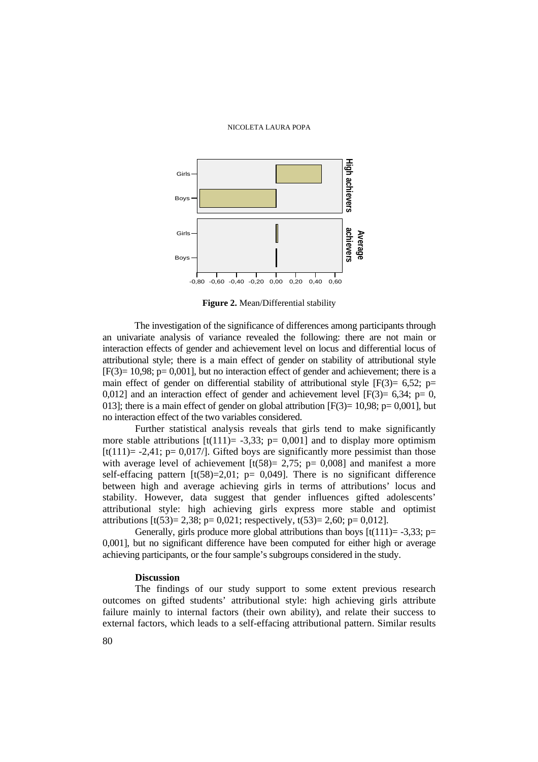**Figure 2.** Mean/Differential stability

The investigation of the significance of differences among participants through an univariate analysis of variance revealed the following: there are not main or interaction effects of gender and achievement level on locus and differential locus of attributional style; there is a main effect of gender on stability of attributional style [$F(3)= 10{,}98$; $p= 0{,}001$], but no interaction effect of gender and achievement; there is a main effect of gender on differential stability of attributional style [$F(3)= 6{,}52$; $p= 0{,}012$] and an interaction effect of gender and achievement level [$F(3)= 6{,}34$; $p= 0{,}013$]; there is a main effect of gender on global attribution [$F(3)= 10{,}98$; $p= 0{,}001$], but no interaction effect of the two variables considered.

Further statistical analysis reveals that girls tend to make significantly more stable attributions [$t(111)= -3{,}33$; $p= 0{,}001$] and to display more optimism [$t(111)= -2{,}41$; $p= 0{,}017$/]. Gifted boys are significantly more pessimist than those with average level of achievement [$t(58)= 2{,}75$; $p= 0{,}008$] and manifest a more self-effacing pattern [$t(58)=2{,}01$; $p= 0{,}049$]. There is no significant difference between high and average achieving girls in terms of attributions' locus and stability. However, data suggest that gender influences gifted adolescents' attributional style: high achieving girls express more stable and optimist attributions [$t(53)= 2{,}38$; $p= 0{,}021$; respectively, $t(53)= 2{,}60$; $p= 0{,}012$].

Generally, girls produce more global attributions than boys [$t(111)= -3{,}33$; $p= 0{,}001$], but no significant difference have been computed for either high or average achieving participants, or the four sample's subgroups considered in the study.

### Discussion

The findings of our study support to some extent previous research outcomes on gifted students' attributional style: high achieving girls attribute failure mainly to internal factors (their own ability), and relate their success to external factors, which leads to a self-effacing attributional pattern. Similar results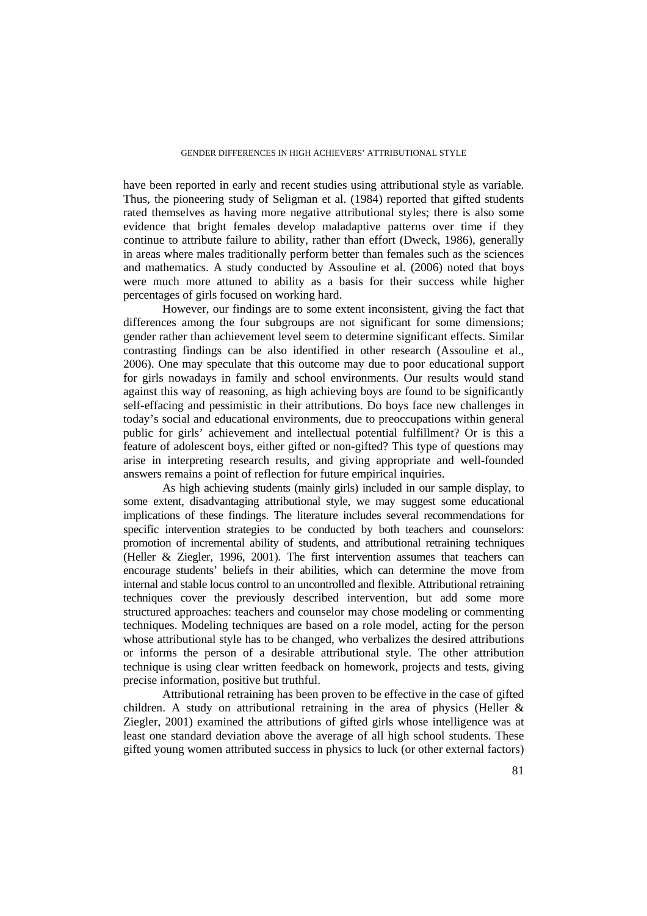have been reported in early and recent studies using attributional style as variable. Thus, the pioneering study of Seligman et al. (1984) reported that gifted students rated themselves as having more negative attributional styles; there is also some evidence that bright females develop maladaptive patterns over time if they continue to attribute failure to ability, rather than effort (Dweck, 1986), generally in areas where males traditionally perform better than females such as the sciences and mathematics. A study conducted by Assouline et al. (2006) noted that boys were much more attuned to ability as a basis for their success while higher percentages of girls focused on working hard.

However, our findings are to some extent inconsistent, giving the fact that differences among the four subgroups are not significant for some dimensions; gender rather than achievement level seem to determine significant effects. Similar contrasting findings can be also identified in other research (Assouline et al., 2006). One may speculate that this outcome may due to poor educational support for girls nowadays in family and school environments. Our results would stand against this way of reasoning, as high achieving boys are found to be significantly self-effacing and pessimistic in their attributions. Do boys face new challenges in today's social and educational environments, due to preoccupations within general public for girls' achievement and intellectual potential fulfillment? Or is this a feature of adolescent boys, either gifted or non-gifted? This type of questions may arise in interpreting research results, and giving appropriate and well-founded answers remains a point of reflection for future empirical inquiries.

As high achieving students (mainly girls) included in our sample display, to some extent, disadvantaging attributional style, we may suggest some educational implications of these findings. The literature includes several recommendations for specific intervention strategies to be conducted by both teachers and counselors: promotion of incremental ability of students, and attributional retraining techniques (Heller & Ziegler, 1996, 2001). The first intervention assumes that teachers can encourage students' beliefs in their abilities, which can determine the move from internal and stable locus control to an uncontrolled and flexible. Attributional retraining techniques cover the previously described intervention, but add some more structured approaches: teachers and counselor may chose modeling or commenting techniques. Modeling techniques are based on a role model, acting for the person whose attributional style has to be changed, who verbalizes the desired attributions or informs the person of a desirable attributional style. The other attribution technique is using clear written feedback on homework, projects and tests, giving precise information, positive but truthful.

Attributional retraining has been proven to be effective in the case of gifted children. A study on attributional retraining in the area of physics (Heller & Ziegler, 2001) examined the attributions of gifted girls whose intelligence was at least one standard deviation above the average of all high school students. These gifted young women attributed success in physics to luck (or other external factors)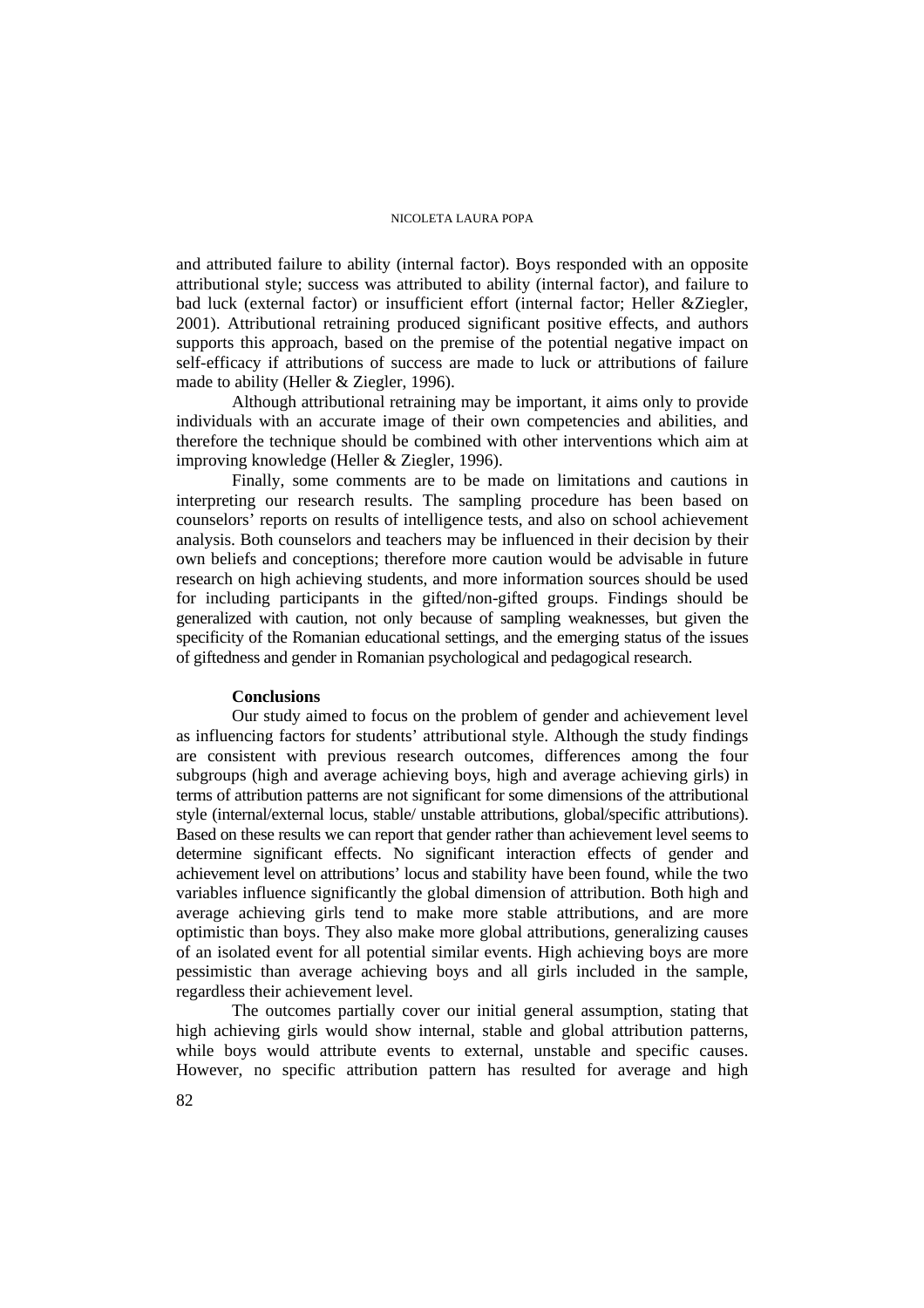and attributed failure to ability (internal factor). Boys responded with an opposite attributional style; success was attributed to ability (internal factor), and failure to bad luck (external factor) or insufficient effort (internal factor; Heller &Ziegler, 2001). Attributional retraining produced significant positive effects, and authors supports this approach, based on the premise of the potential negative impact on self-efficacy if attributions of success are made to luck or attributions of failure made to ability (Heller & Ziegler, 1996).

Although attributional retraining may be important, it aims only to provide individuals with an accurate image of their own competencies and abilities, and therefore the technique should be combined with other interventions which aim at improving knowledge (Heller & Ziegler, 1996).

Finally, some comments are to be made on limitations and cautions in interpreting our research results. The sampling procedure has been based on counselors' reports on results of intelligence tests, and also on school achievement analysis. Both counselors and teachers may be influenced in their decision by their own beliefs and conceptions; therefore more caution would be advisable in future research on high achieving students, and more information sources should be used for including participants in the gifted/non-gifted groups. Findings should be generalized with caution, not only because of sampling weaknesses, but given the specificity of the Romanian educational settings, and the emerging status of the issues of giftedness and gender in Romanian psychological and pedagogical research.

**Conclusions**

Our study aimed to focus on the problem of gender and achievement level as influencing factors for students' attributional style. Although the study findings are consistent with previous research outcomes, differences among the four subgroups (high and average achieving boys, high and average achieving girls) in terms of attribution patterns are not significant for some dimensions of the attributional style (internal/external locus, stable/ unstable attributions, global/specific attributions). Based on these results we can report that gender rather than achievement level seems to determine significant effects. No significant interaction effects of gender and achievement level on attributions' locus and stability have been found, while the two variables influence significantly the global dimension of attribution. Both high and average achieving girls tend to make more stable attributions, and are more optimistic than boys. They also make more global attributions, generalizing causes of an isolated event for all potential similar events. High achieving boys are more pessimistic than average achieving boys and all girls included in the sample, regardless their achievement level.

The outcomes partially cover our initial general assumption, stating that high achieving girls would show internal, stable and global attribution patterns, while boys would attribute events to external, unstable and specific causes. However, no specific attribution pattern has resulted for average and high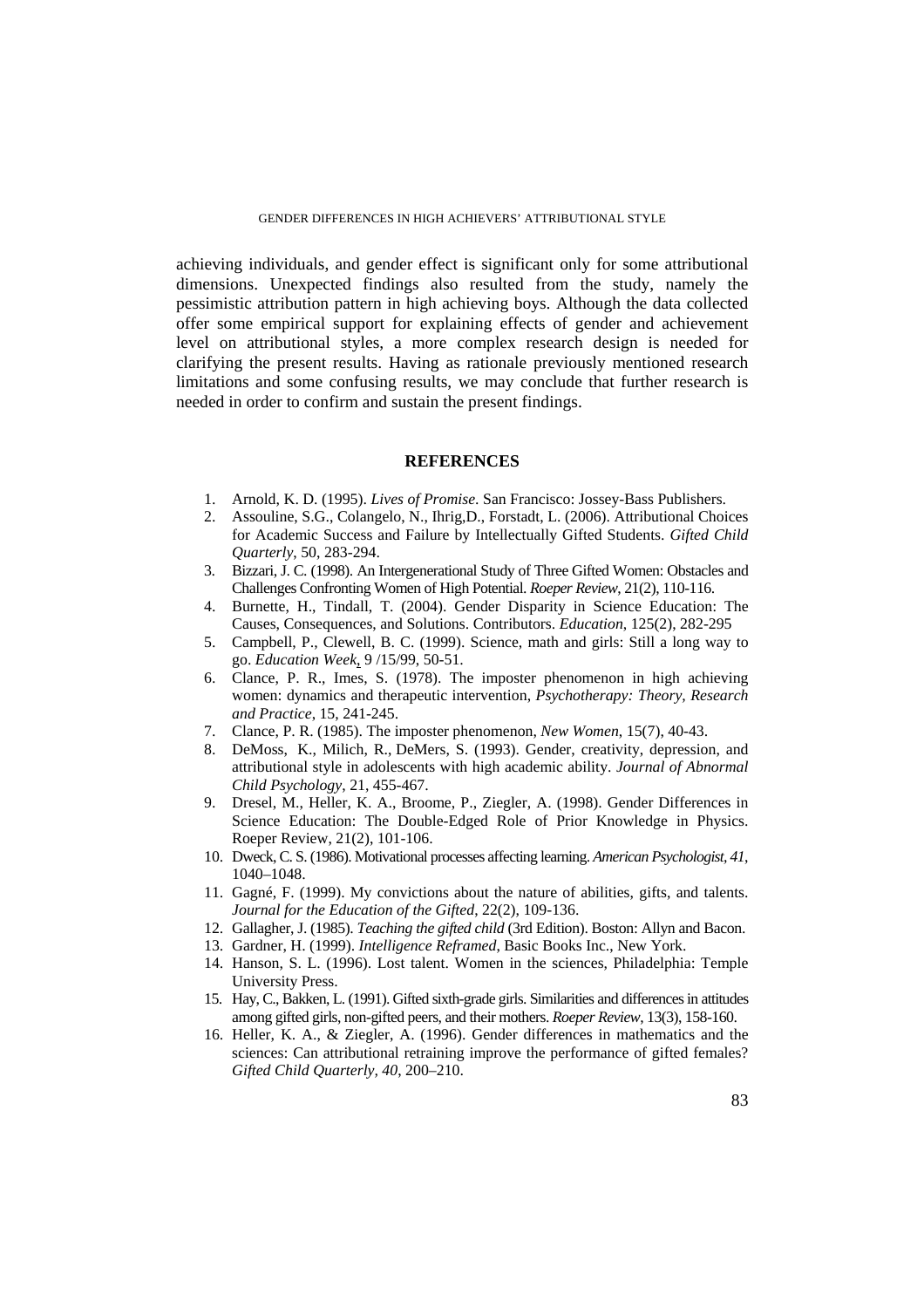achieving individuals, and gender effect is significant only for some attributional dimensions. Unexpected findings also resulted from the study, namely the pessimistic attribution pattern in high achieving boys. Although the data collected offer some empirical support for explaining effects of gender and achievement level on attributional styles, a more complex research design is needed for clarifying the present results. Having as rationale previously mentioned research limitations and some confusing results, we may conclude that further research is needed in order to confirm and sustain the present findings.

## REFERENCES

1. Arnold, K. D. (1995). *Lives of Promise.* San Francisco: Jossey-Bass Publishers.
2. Assouline, S.G., Colangelo, N., Ihrig,D., Forstadt, L. (2006). Attributional Choices for Academic Success and Failure by Intellectually Gifted Students. *Gifted Child Quarterly*, 50, 283-294.
3. Bizzari, J. C. (1998). An Intergenerational Study of Three Gifted Women: Obstacles and Challenges Confronting Women of High Potential. *Roeper Review*, 21(2), 110-116.
4. Burnette, H., Tindall, T. (2004). Gender Disparity in Science Education: The Causes, Consequences, and Solutions. Contributors. *Education*, 125(2), 282-295
5. Campbell, P., Clewell, B. C. (1999). Science, math and girls: Still a long way to go. *Education Week*, 9 /15/99, 50-51.
6. Clance, P. R., Imes, S. (1978). The imposter phenomenon in high achieving women: dynamics and therapeutic intervention, *Psychotherapy: Theory, Research and Practice*, 15, 241-245.
7. Clance, P. R. (1985). The imposter phenomenon, *New Women*, 15(7), 40-43.
8. DeMoss, K., Milich, R., DeMers, S. (1993). Gender, creativity, depression, and attributional style in adolescents with high academic ability. *Journal of Abnormal Child Psychology*, 21, 455-467.
9. Dresel, M., Heller, K. A., Broome, P., Ziegler, A. (1998). Gender Differences in Science Education: The Double-Edged Role of Prior Knowledge in Physics. Roeper Review, 21(2), 101-106.
10. Dweck, C. S. (1986). Motivational processes affecting learning. *American Psychologist, 41*, 1040–1048.
11. Gagné, F. (1999). My convictions about the nature of abilities, gifts, and talents. *Journal for the Education of the Gifted*, 22(2), 109-136.
12. Gallagher, J. (1985). *Teaching the gifted child* (3rd Edition). Boston: Allyn and Bacon.
13. Gardner, H. (1999). *Intelligence Reframed*, Basic Books Inc., New York.
14. Hanson, S. L. (1996). Lost talent. Women in the sciences, Philadelphia: Temple University Press.
15. Hay, C., Bakken, L. (1991). Gifted sixth-grade girls. Similarities and differences in attitudes among gifted girls, non-gifted peers, and their mothers. *Roeper Review*, 13(3), 158-160.
16. Heller, K. A., & Ziegler, A. (1996). Gender differences in mathematics and the sciences: Can attributional retraining improve the performance of gifted females? *Gifted Child Quarterly, 40*, 200–210.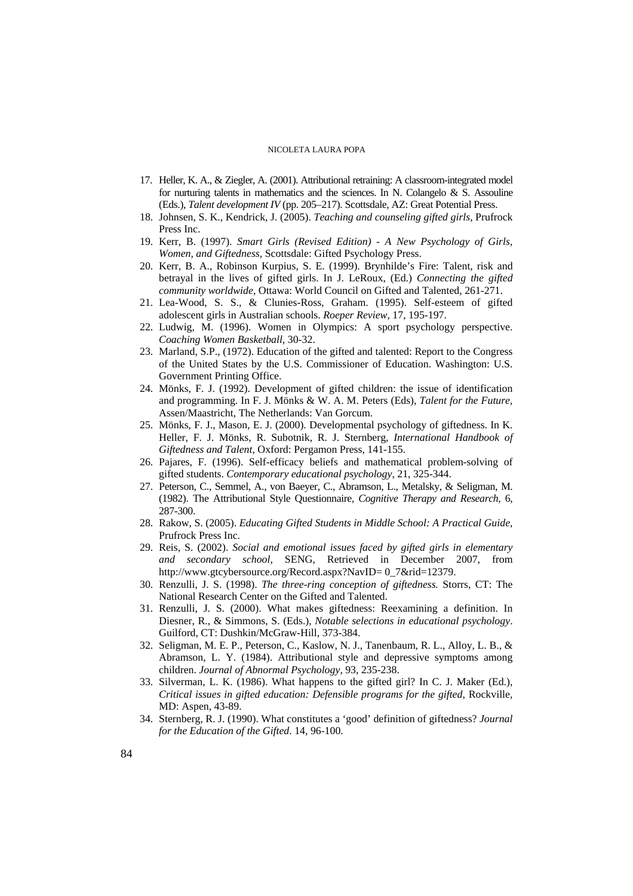17. Heller, K. A., & Ziegler, A. (2001). Attributional retraining: A classroom-integrated model for nurturing talents in mathematics and the sciences. In N. Colangelo & S. Assouline (Eds.), *Talent development IV* (pp. 205–217). Scottsdale, AZ: Great Potential Press.
18. Johnsen, S. K., Kendrick, J. (2005). *Teaching and counseling gifted girls*, Prufrock Press Inc.
19. Kerr, B. (1997). *Smart Girls (Revised Edition) - A New Psychology of Girls, Women, and Giftedness*, Scottsdale: Gifted Psychology Press.
20. Kerr, B. A., Robinson Kurpius, S. E. (1999). Brynhilde's Fire: Talent, risk and betrayal in the lives of gifted girls. In J. LeRoux, (Ed.) *Connecting the gifted community worldwide*, Ottawa: World Council on Gifted and Talented, 261-271.
21. Lea-Wood, S. S., & Clunies-Ross, Graham. (1995). Self-esteem of gifted adolescent girls in Australian schools. *Roeper Review*, 17, 195-197.
22. Ludwig, M. (1996). Women in Olympics: A sport psychology perspective. *Coaching Women Basketball*, 30-32.
23. Marland, S.P., (1972). Education of the gifted and talented: Report to the Congress of the United States by the U.S. Commissioner of Education. Washington: U.S. Government Printing Office.
24. Mönks, F. J. (1992). Development of gifted children: the issue of identification and programming. In F. J. Mönks & W. A. M. Peters (Eds), *Talent for the Future*, Assen/Maastricht, The Netherlands: Van Gorcum.
25. Mönks, F. J., Mason, E. J. (2000). Developmental psychology of giftedness. In K. Heller, F. J. Mönks, R. Subotnik, R. J. Sternberg, *International Handbook of Giftedness and Talent*, Oxford: Pergamon Press, 141-155.
26. Pajares, F. (1996). Self-efficacy beliefs and mathematical problem-solving of gifted students. *Contemporary educational psychology*, 21, 325-344.
27. Peterson, C., Semmel, A., von Baeyer, C., Abramson, L., Metalsky, & Seligman, M. (1982). The Attributional Style Questionnaire, *Cognitive Therapy and Research*, 6, 287-300.
28. Rakow, S. (2005). *Educating Gifted Students in Middle School: A Practical Guide*, Prufrock Press Inc.
29. Reis, S. (2002). *Social and emotional issues faced by gifted girls in elementary and secondary school*, SENG, Retrieved in December 2007, from http://www.gtcybersource.org/Record.aspx?NavID= 0_7&rid=12379.
30. Renzulli, J. S. (1998). *The three-ring conception of giftedness.* Storrs, CT: The National Research Center on the Gifted and Talented.
31. Renzulli, J. S. (2000). What makes giftedness: Reexamining a definition. In Diesner, R., & Simmons, S. (Eds.), *Notable selections in educational psychology*. Guilford, CT: Dushkin/McGraw-Hill, 373-384.
32. Seligman, M. E. P., Peterson, C., Kaslow, N. J., Tanenbaum, R. L., Alloy, L. B., & Abramson, L. Y. (1984). Attributional style and depressive symptoms among children. *Journal of Abnormal Psychology*, 93, 235-238.
33. Silverman, L. K. (1986). What happens to the gifted girl? In C. J. Maker (Ed.), *Critical issues in gifted education: Defensible programs for the gifted*, Rockville, MD: Aspen, 43-89.
34. Sternberg, R. J. (1990). What constitutes a 'good' definition of giftedness? *Journal for the Education of the Gifted*. 14, 96-100.